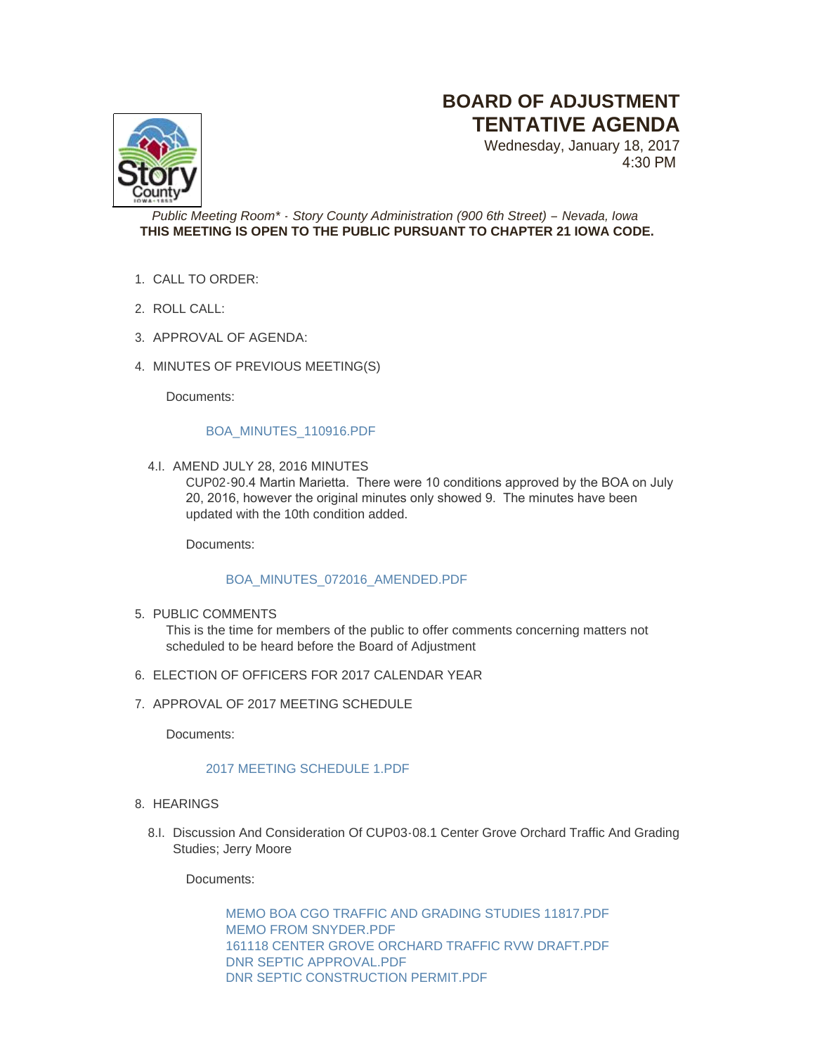# BOARD OF ADJUSTMENT TENTATIVE AGENDA

Wednesday, January 18, 2017
4:30 PM

*Public Meeting Room\* - Story County Administration (900 6th Street) – Nevada, Iowa*
**THIS MEETING IS OPEN TO THE PUBLIC PURSUANT TO CHAPTER 21 IOWA CODE.**

1. CALL TO ORDER:

2. ROLL CALL:

3. APPROVAL OF AGENDA:

4. MINUTES OF PREVIOUS MEETING(S)

   Documents:

   BOA_MINUTES_110916.PDF

   4.I. AMEND JULY 28, 2016 MINUTES
   CUP02-90.4 Martin Marietta. There were 10 conditions approved by the BOA on July 20, 2016, however the original minutes only showed 9. The minutes have been updated with the 10th condition added.

   Documents:

   BOA_MINUTES_072016_AMENDED.PDF

5. PUBLIC COMMENTS
   This is the time for members of the public to offer comments concerning matters not scheduled to be heard before the Board of Adjustment

6. ELECTION OF OFFICERS FOR 2017 CALENDAR YEAR

7. APPROVAL OF 2017 MEETING SCHEDULE

   Documents:

   2017 MEETING SCHEDULE 1.PDF

8. HEARINGS

   8.I. Discussion And Consideration Of CUP03-08.1 Center Grove Orchard Traffic And Grading Studies; Jerry Moore

   Documents:

   MEMO BOA CGO TRAFFIC AND GRADING STUDIES 11817.PDF
   MEMO FROM SNYDER.PDF
   161118 CENTER GROVE ORCHARD TRAFFIC RVW DRAFT.PDF
   DNR SEPTIC APPROVAL.PDF
   DNR SEPTIC CONSTRUCTION PERMIT.PDF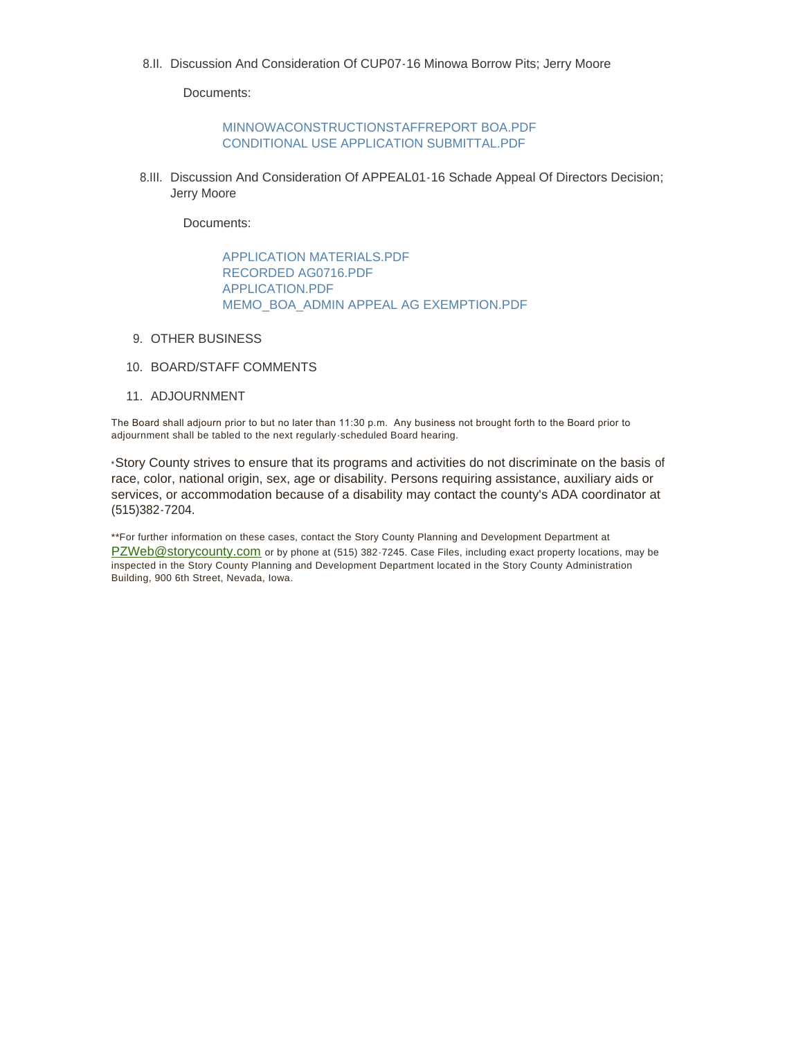8.II. Discussion And Consideration Of CUP07-16 Minowa Borrow Pits; Jerry Moore

Documents:

MINNOWACONSTRUCTIONSTAFFREPORT BOA.PDF
CONDITIONAL USE APPLICATION SUBMITTAL.PDF

8.III. Discussion And Consideration Of APPEAL01-16 Schade Appeal Of Directors Decision; Jerry Moore

Documents:

APPLICATION MATERIALS.PDF
RECORDED AG0716.PDF
APPLICATION.PDF
MEMO_BOA_ADMIN APPEAL AG EXEMPTION.PDF

9. OTHER BUSINESS

10. BOARD/STAFF COMMENTS

11. ADJOURNMENT

The Board shall adjourn prior to but no later than 11:30 p.m. Any business not brought forth to the Board prior to adjournment shall be tabled to the next regularly-scheduled Board hearing.

*Story County strives to ensure that its programs and activities do not discriminate on the basis of race, color, national origin, sex, age or disability. Persons requiring assistance, auxiliary aids or services, or accommodation because of a disability may contact the county's ADA coordinator at (515)382-7204.

**For further information on these cases, contact the Story County Planning and Development Department at PZWeb@storycounty.com or by phone at (515) 382-7245. Case Files, including exact property locations, may be inspected in the Story County Planning and Development Department located in the Story County Administration Building, 900 6th Street, Nevada, Iowa.